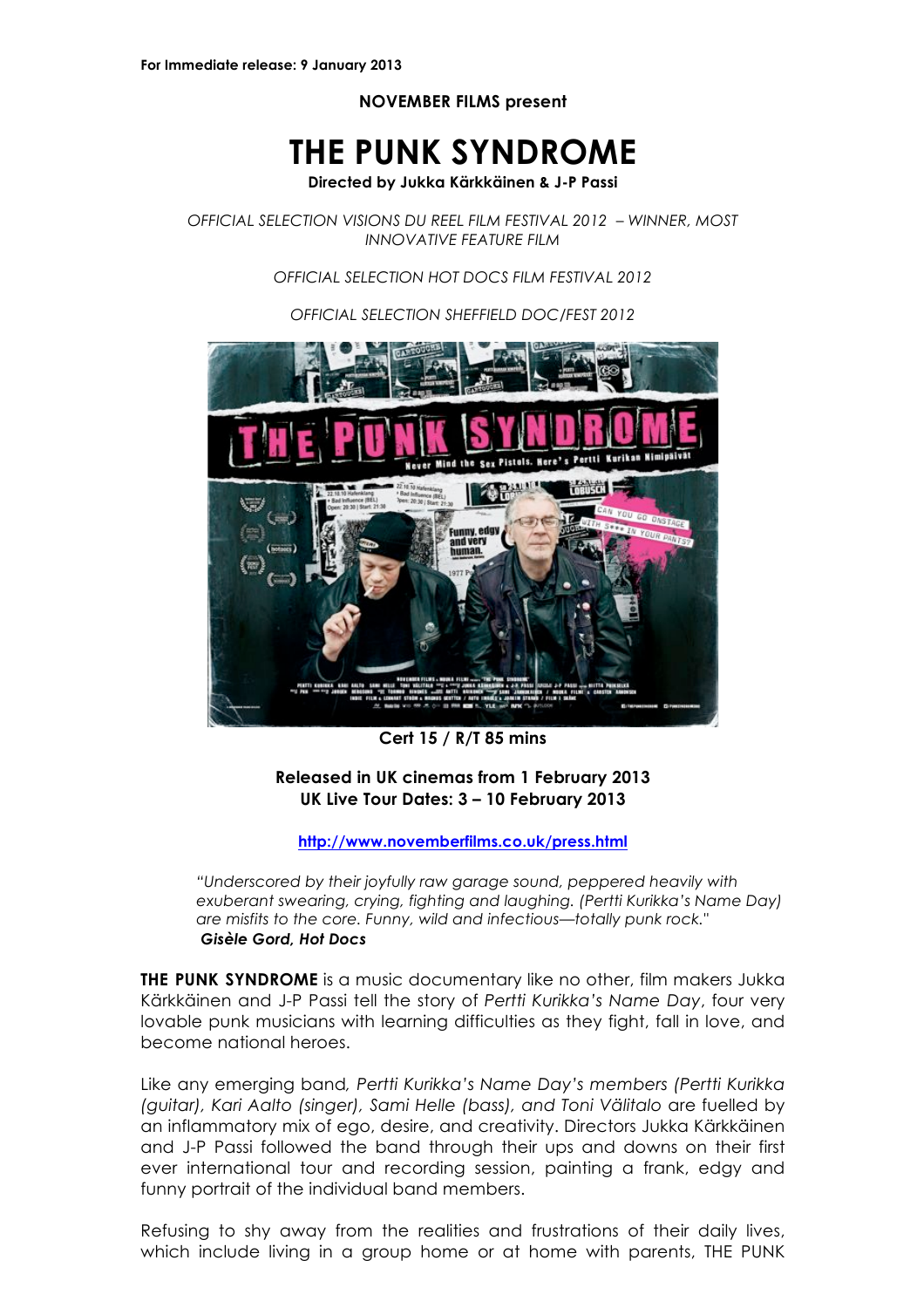**For Immediate release: 9 January 2013**

**NOVEMBER FILMS present**

# THE PUNK SYNDROME

**Directed by Jukka Kärkkäinen & J-P Passi**

*OFFICIAL SELECTION VISIONS DU REEL FILM FESTIVAL 2012 – WINNER, MOST INNOVATIVE FEATURE FILM*

*OFFICIAL SELECTION HOT DOCS FILM FESTIVAL 2012*

*OFFICIAL SELECTION SHEFFIELD DOC/FEST 2012*

**Cert 15 / R/T 85 mins**

**Released in UK cinemas from 1 February 2013**
**UK Live Tour Dates: 3 – 10 February 2013**

http://www.novemberfilms.co.uk/press.html

*"Underscored by their joyfully raw garage sound, peppered heavily with exuberant swearing, crying, fighting and laughing. (Pertti Kurikka's Name Day) are misfits to the core. Funny, wild and infectious—totally punk rock."*
***Gisèle Gord, Hot Docs***

**THE PUNK SYNDROME** is a music documentary like no other, film makers Jukka Kärkkäinen and J-P Passi tell the story of *Pertti Kurikka's Name Day*, four very lovable punk musicians with learning difficulties as they fight, fall in love, and become national heroes.

Like any emerging band*, Pertti Kurikka's Name Day's members (Pertti Kurikka (guitar), Kari Aalto (singer), Sami Helle (bass), and Toni Välitalo* are fuelled by an inflammatory mix of ego, desire, and creativity. Directors Jukka Kärkkäinen and J-P Passi followed the band through their ups and downs on their first ever international tour and recording session, painting a frank, edgy and funny portrait of the individual band members.

Refusing to shy away from the realities and frustrations of their daily lives, which include living in a group home or at home with parents, THE PUNK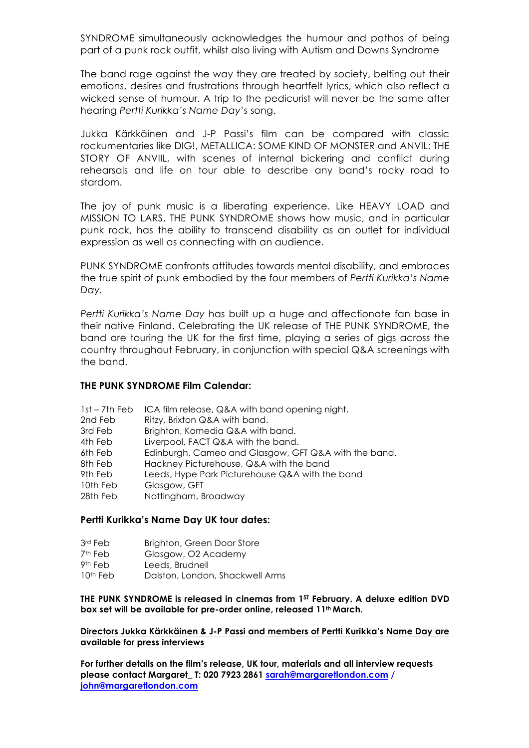SYNDROME simultaneously acknowledges the humour and pathos of being part of a punk rock outfit, whilst also living with Autism and Downs Syndrome

The band rage against the way they are treated by society, belting out their emotions, desires and frustrations through heartfelt lyrics, which also reflect a wicked sense of humour. A trip to the pedicurist will never be the same after hearing *Pertti Kurikka's Name Day*'s song.

Jukka Kärkkäinen and J-P Passi's film can be compared with classic rockumentaries like DIG!, METALLICA: SOME KIND OF MONSTER and ANVIL: THE STORY OF ANVIIL, with scenes of internal bickering and conflict during rehearsals and life on tour able to describe any band's rocky road to stardom.

The joy of punk music is a liberating experience. Like HEAVY LOAD and MISSION TO LARS, THE PUNK SYNDROME shows how music, and in particular punk rock, has the ability to transcend disability as an outlet for individual expression as well as connecting with an audience.

PUNK SYNDROME confronts attitudes towards mental disability, and embraces the true spirit of punk embodied by the four members of *Pertti Kurikka's Name Day.*

*Pertti Kurikka's Name Day* has built up a huge and affectionate fan base in their native Finland. Celebrating the UK release of THE PUNK SYNDROME, the band are touring the UK for the first time, playing a series of gigs across the country throughout February, in conjunction with special Q&A screenings with the band.

**THE PUNK SYNDROME Film Calendar:**

| | |
|---|---|
| 1st – 7th Feb | ICA film release, Q&A with band opening night. |
| 2nd Feb | Ritzy, Brixton Q&A with band. |
| 3rd Feb | Brighton, Komedia Q&A with band. |
| 4th Feb | Liverpool, FACT Q&A with the band. |
| 6th Feb | Edinburgh, Cameo and Glasgow, GFT Q&A with the band. |
| 8th Feb | Hackney Picturehouse, Q&A with the band |
| 9th Feb | Leeds, Hype Park Picturehouse Q&A with the band |
| 10th Feb | Glasgow, GFT |
| 28th Feb | Nottingham, Broadway |

**Pertti Kurikka's Name Day UK tour dates:**

| | |
|---|---|
| 3rd Feb | Brighton, Green Door Store |
| 7th Feb | Glasgow, O2 Academy |
| 9th Feb | Leeds, Brudnell |
| 10th Feb | Dalston, London, Shackwell Arms |

**THE PUNK SYNDROME is released in cinemas from 1ST February. A deluxe edition DVD box set will be available for pre-order online, released 11th March.**

**Directors Jukka Kärkkäinen & J-P Passi and members of Pertti Kurikka's Name Day are available for press interviews**

**For further details on the film's release, UK tour, materials and all interview requests please contact Margaret_ T: 020 7923 2861 sarah@margaretlondon.com / john@margaretlondon.com**